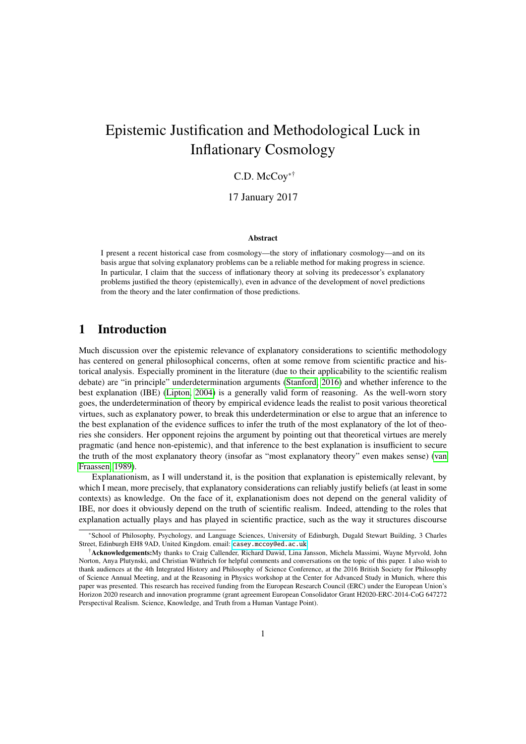# Epistemic Justification and Methodological Luck in Inflationary Cosmology

C.D. McCoy[*][†]

17 January 2017

### Abstract

I present a recent historical case from cosmology—the story of inflationary cosmology—and on its basis argue that solving explanatory problems can be a reliable method for making progress in science. In particular, I claim that the success of inflationary theory at solving its predecessor's explanatory problems justified the theory (epistemically), even in advance of the development of novel predictions from the theory and the later confirmation of those predictions.

## 1 Introduction

Much discussion over the epistemic relevance of explanatory considerations to scientific methodology has centered on general philosophical concerns, often at some remove from scientific practice and historical analysis. Especially prominent in the literature (due to their applicability to the scientific realism debate) are "in principle" underdetermination arguments (Stanford, 2016) and whether inference to the best explanation (IBE) (Lipton, 2004) is a generally valid form of reasoning. As the well-worn story goes, the underdetermination of theory by empirical evidence leads the realist to posit various theoretical virtues, such as explanatory power, to break this underdetermination or else to argue that an inference to the best explanation of the evidence suffices to infer the truth of the most explanatory of the lot of theories she considers. Her opponent rejoins the argument by pointing out that theoretical virtues are merely pragmatic (and hence non-epistemic), and that inference to the best explanation is insufficient to secure the truth of the most explanatory theory (insofar as "most explanatory theory" even makes sense) (van Fraassen, 1989).

Explanationism, as I will understand it, is the position that explanation is epistemically relevant, by which I mean, more precisely, that explanatory considerations can reliably justify beliefs (at least in some contexts) as knowledge. On the face of it, explanationism does not depend on the general validity of IBE, nor does it obviously depend on the truth of scientific realism. Indeed, attending to the roles that explanation actually plays and has played in scientific practice, such as the way it structures discourse

[*] School of Philosophy, Psychology, and Language Sciences, University of Edinburgh, Dugald Stewart Building, 3 Charles Street, Edinburgh EH8 9AD, United Kingdom. email: casey.mccoy@ed.ac.uk

[†] **Acknowledgements:** My thanks to Craig Callender, Richard Dawid, Lina Jansson, Michela Massimi, Wayne Myrvold, John Norton, Anya Plutynski, and Christian Wüthrich for helpful comments and conversations on the topic of this paper. I also wish to thank audiences at the 4th Integrated History and Philosophy of Science Conference, at the 2016 British Society for Philosophy of Science Annual Meeting, and at the Reasoning in Physics workshop at the Center for Advanced Study in Munich, where this paper was presented. This research has received funding from the European Research Council (ERC) under the European Union's Horizon 2020 research and innovation programme (grant agreement European Consolidator Grant H2020-ERC-2014-CoG 647272 Perspectival Realism. Science, Knowledge, and Truth from a Human Vantage Point).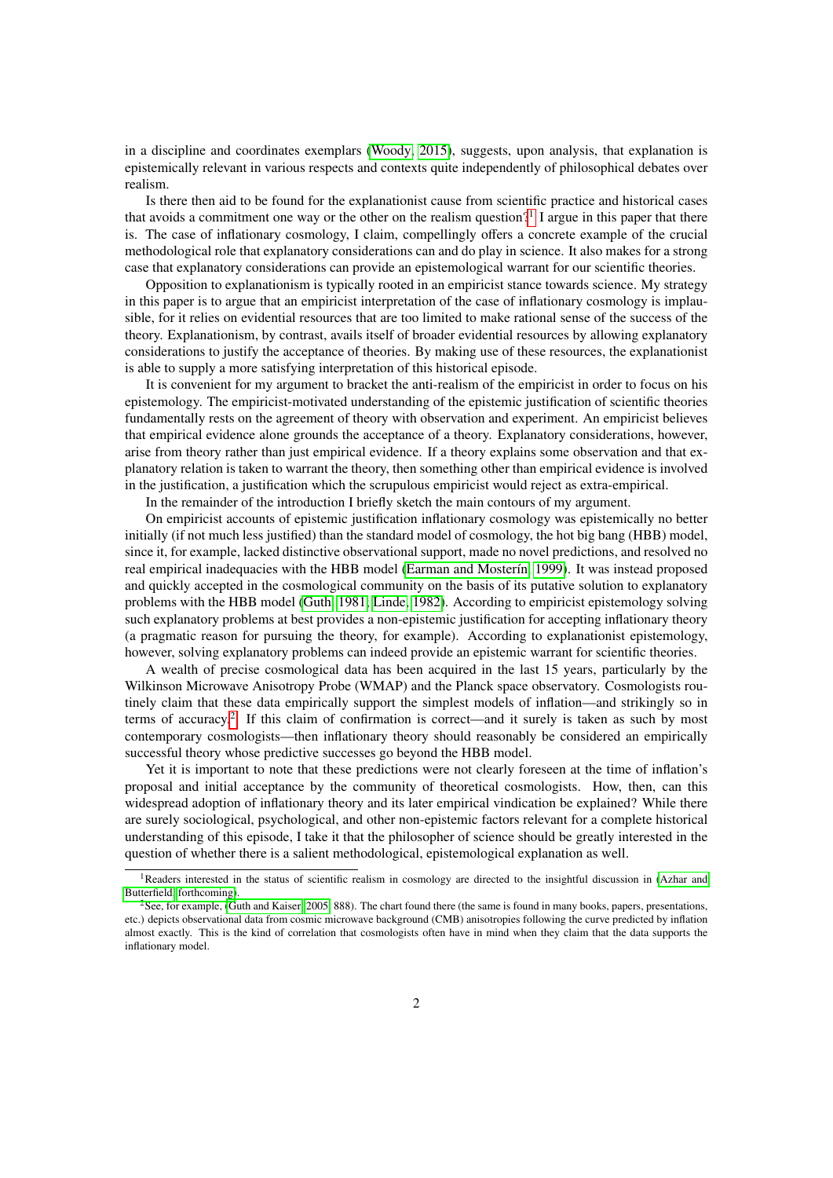in a discipline and coordinates exemplars (Woody, 2015), suggests, upon analysis, that explanation is epistemically relevant in various respects and contexts quite independently of philosophical debates over realism.

Is there then aid to be found for the explanationist cause from scientific practice and historical cases that avoids a commitment one way or the other on the realism question?[1] I argue in this paper that there is. The case of inflationary cosmology, I claim, compellingly offers a concrete example of the crucial methodological role that explanatory considerations can and do play in science. It also makes for a strong case that explanatory considerations can provide an epistemological warrant for our scientific theories.

Opposition to explanationism is typically rooted in an empiricist stance towards science. My strategy in this paper is to argue that an empiricist interpretation of the case of inflationary cosmology is implausible, for it relies on evidential resources that are too limited to make rational sense of the success of the theory. Explanationism, by contrast, avails itself of broader evidential resources by allowing explanatory considerations to justify the acceptance of theories. By making use of these resources, the explanationist is able to supply a more satisfying interpretation of this historical episode.

It is convenient for my argument to bracket the anti-realism of the empiricist in order to focus on his epistemology. The empiricist-motivated understanding of the epistemic justification of scientific theories fundamentally rests on the agreement of theory with observation and experiment. An empiricist believes that empirical evidence alone grounds the acceptance of a theory. Explanatory considerations, however, arise from theory rather than just empirical evidence. If a theory explains some observation and that explanatory relation is taken to warrant the theory, then something other than empirical evidence is involved in the justification, a justification which the scrupulous empiricist would reject as extra-empirical.

In the remainder of the introduction I briefly sketch the main contours of my argument.

On empiricist accounts of epistemic justification inflationary cosmology was epistemically no better initially (if not much less justified) than the standard model of cosmology, the hot big bang (HBB) model, since it, for example, lacked distinctive observational support, made no novel predictions, and resolved no real empirical inadequacies with the HBB model (Earman and Mosterín, 1999). It was instead proposed and quickly accepted in the cosmological community on the basis of its putative solution to explanatory problems with the HBB model (Guth, 1981; Linde, 1982). According to empiricist epistemology solving such explanatory problems at best provides a non-epistemic justification for accepting inflationary theory (a pragmatic reason for pursuing the theory, for example). According to explanationist epistemology, however, solving explanatory problems can indeed provide an epistemic warrant for scientific theories.

A wealth of precise cosmological data has been acquired in the last 15 years, particularly by the Wilkinson Microwave Anisotropy Probe (WMAP) and the Planck space observatory. Cosmologists routinely claim that these data empirically support the simplest models of inflation—and strikingly so in terms of accuracy.[2] If this claim of confirmation is correct—and it surely is taken as such by most contemporary cosmologists—then inflationary theory should reasonably be considered an empirically successful theory whose predictive successes go beyond the HBB model.

Yet it is important to note that these predictions were not clearly foreseen at the time of inflation's proposal and initial acceptance by the community of theoretical cosmologists. How, then, can this widespread adoption of inflationary theory and its later empirical vindication be explained? While there are surely sociological, psychological, and other non-epistemic factors relevant for a complete historical understanding of this episode, I take it that the philosopher of science should be greatly interested in the question of whether there is a salient methodological, epistemological explanation as well.

---

[1] Readers interested in the status of scientific realism in cosmology are directed to the insightful discussion in (Azhar and Butterfield, forthcoming).

[2] See, for example, (Guth and Kaiser, 2005, 888). The chart found there (the same is found in many books, papers, presentations, etc.) depicts observational data from cosmic microwave background (CMB) anisotropies following the curve predicted by inflation almost exactly. This is the kind of correlation that cosmologists often have in mind when they claim that the data supports the inflationary model.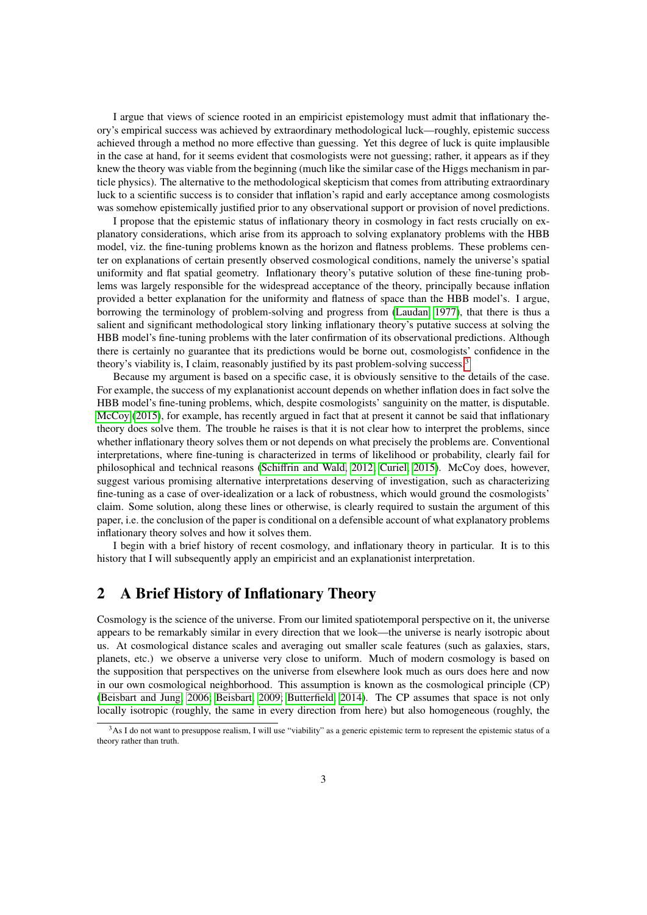I argue that views of science rooted in an empiricist epistemology must admit that inflationary theory's empirical success was achieved by extraordinary methodological luck—roughly, epistemic success achieved through a method no more effective than guessing. Yet this degree of luck is quite implausible in the case at hand, for it seems evident that cosmologists were not guessing; rather, it appears as if they knew the theory was viable from the beginning (much like the similar case of the Higgs mechanism in particle physics). The alternative to the methodological skepticism that comes from attributing extraordinary luck to a scientific success is to consider that inflation's rapid and early acceptance among cosmologists was somehow epistemically justified prior to any observational support or provision of novel predictions.

I propose that the epistemic status of inflationary theory in cosmology in fact rests crucially on explanatory considerations, which arise from its approach to solving explanatory problems with the HBB model, viz. the fine-tuning problems known as the horizon and flatness problems. These problems center on explanations of certain presently observed cosmological conditions, namely the universe's spatial uniformity and flat spatial geometry. Inflationary theory's putative solution of these fine-tuning problems was largely responsible for the widespread acceptance of the theory, principally because inflation provided a better explanation for the uniformity and flatness of space than the HBB model's. I argue, borrowing the terminology of problem-solving and progress from (Laudan, 1977), that there is thus a salient and significant methodological story linking inflationary theory's putative success at solving the HBB model's fine-tuning problems with the later confirmation of its observational predictions. Although there is certainly no guarantee that its predictions would be borne out, cosmologists' confidence in the theory's viability is, I claim, reasonably justified by its past problem-solving success.[3]

Because my argument is based on a specific case, it is obviously sensitive to the details of the case. For example, the success of my explanationist account depends on whether inflation does in fact solve the HBB model's fine-tuning problems, which, despite cosmologists' sanguinity on the matter, is disputable. McCoy (2015), for example, has recently argued in fact that at present it cannot be said that inflationary theory does solve them. The trouble he raises is that it is not clear how to interpret the problems, since whether inflationary theory solves them or not depends on what precisely the problems are. Conventional interpretations, where fine-tuning is characterized in terms of likelihood or probability, clearly fail for philosophical and technical reasons (Schiffrin and Wald, 2012; Curiel, 2015). McCoy does, however, suggest various promising alternative interpretations deserving of investigation, such as characterizing fine-tuning as a case of over-idealization or a lack of robustness, which would ground the cosmologists' claim. Some solution, along these lines or otherwise, is clearly required to sustain the argument of this paper, i.e. the conclusion of the paper is conditional on a defensible account of what explanatory problems inflationary theory solves and how it solves them.

I begin with a brief history of recent cosmology, and inflationary theory in particular. It is to this history that I will subsequently apply an empiricist and an explanationist interpretation.

## 2 A Brief History of Inflationary Theory

Cosmology is the science of the universe. From our limited spatiotemporal perspective on it, the universe appears to be remarkably similar in every direction that we look—the universe is nearly isotropic about us. At cosmological distance scales and averaging out smaller scale features (such as galaxies, stars, planets, etc.) we observe a universe very close to uniform. Much of modern cosmology is based on the supposition that perspectives on the universe from elsewhere look much as ours does here and now in our own cosmological neighborhood. This assumption is known as the cosmological principle (CP) (Beisbart and Jung, 2006; Beisbart, 2009; Butterfield, 2014). The CP assumes that space is not only locally isotropic (roughly, the same in every direction from here) but also homogeneous (roughly, the

[3] As I do not want to presuppose realism, I will use "viability" as a generic epistemic term to represent the epistemic status of a theory rather than truth.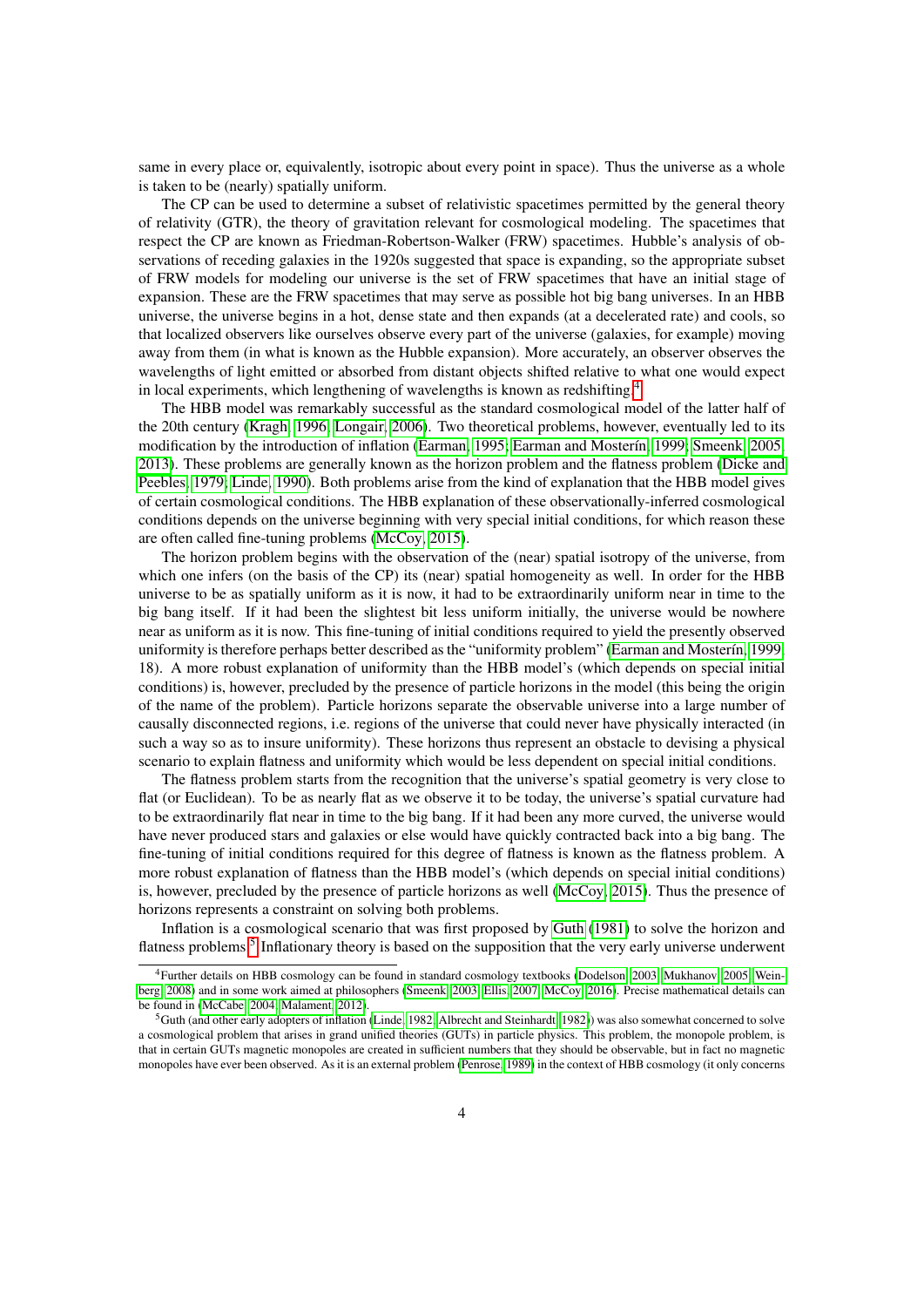same in every place or, equivalently, isotropic about every point in space). Thus the universe as a whole is taken to be (nearly) spatially uniform.

The CP can be used to determine a subset of relativistic spacetimes permitted by the general theory of relativity (GTR), the theory of gravitation relevant for cosmological modeling. The spacetimes that respect the CP are known as Friedman-Robertson-Walker (FRW) spacetimes. Hubble's analysis of observations of receding galaxies in the 1920s suggested that space is expanding, so the appropriate subset of FRW models for modeling our universe is the set of FRW spacetimes that have an initial stage of expansion. These are the FRW spacetimes that may serve as possible hot big bang universes. In an HBB universe, the universe begins in a hot, dense state and then expands (at a decelerated rate) and cools, so that localized observers like ourselves observe every part of the universe (galaxies, for example) moving away from them (in what is known as the Hubble expansion). More accurately, an observer observes the wavelengths of light emitted or absorbed from distant objects shifted relative to what one would expect in local experiments, which lengthening of wavelengths is known as redshifting.[4]

The HBB model was remarkably successful as the standard cosmological model of the latter half of the 20th century (Kragh, 1996; Longair, 2006). Two theoretical problems, however, eventually led to its modification by the introduction of inflation (Earman, 1995; Earman and Mosterín, 1999; Smeenk, 2005, 2013). These problems are generally known as the horizon problem and the flatness problem (Dicke and Peebles, 1979; Linde, 1990). Both problems arise from the kind of explanation that the HBB model gives of certain cosmological conditions. The HBB explanation of these observationally-inferred cosmological conditions depends on the universe beginning with very special initial conditions, for which reason these are often called fine-tuning problems (McCoy, 2015).

The horizon problem begins with the observation of the (near) spatial isotropy of the universe, from which one infers (on the basis of the CP) its (near) spatial homogeneity as well. In order for the HBB universe to be as spatially uniform as it is now, it had to be extraordinarily uniform near in time to the big bang itself. If it had been the slightest bit less uniform initially, the universe would be nowhere near as uniform as it is now. This fine-tuning of initial conditions required to yield the presently observed uniformity is therefore perhaps better described as the "uniformity problem" (Earman and Mosterín, 1999, 18). A more robust explanation of uniformity than the HBB model's (which depends on special initial conditions) is, however, precluded by the presence of particle horizons in the model (this being the origin of the name of the problem). Particle horizons separate the observable universe into a large number of causally disconnected regions, i.e. regions of the universe that could never have physically interacted (in such a way so as to insure uniformity). These horizons thus represent an obstacle to devising a physical scenario to explain flatness and uniformity which would be less dependent on special initial conditions.

The flatness problem starts from the recognition that the universe's spatial geometry is very close to flat (or Euclidean). To be as nearly flat as we observe it to be today, the universe's spatial curvature had to be extraordinarily flat near in time to the big bang. If it had been any more curved, the universe would have never produced stars and galaxies or else would have quickly contracted back into a big bang. The fine-tuning of initial conditions required for this degree of flatness is known as the flatness problem. A more robust explanation of flatness than the HBB model's (which depends on special initial conditions) is, however, precluded by the presence of particle horizons as well (McCoy, 2015). Thus the presence of horizons represents a constraint on solving both problems.

Inflation is a cosmological scenario that was first proposed by Guth (1981) to solve the horizon and flatness problems.[5] Inflationary theory is based on the supposition that the very early universe underwent

---

[4] Further details on HBB cosmology can be found in standard cosmology textbooks (Dodelson, 2003; Mukhanov, 2005; Weinberg, 2008) and in some work aimed at philosophers (Smeenk, 2003; Ellis, 2007; McCoy, 2016). Precise mathematical details can be found in (McCabe, 2004; Malament, 2012).

[5] Guth (and other early adopters of inflation (Linde, 1982; Albrecht and Steinhardt, 1982)) was also somewhat concerned to solve a cosmological problem that arises in grand unified theories (GUTs) in particle physics. This problem, the monopole problem, is that in certain GUTs magnetic monopoles are created in sufficient numbers that they should be observable, but in fact no magnetic monopoles have ever been observed. As it is an external problem (Penrose, 1989) in the context of HBB cosmology (it only concerns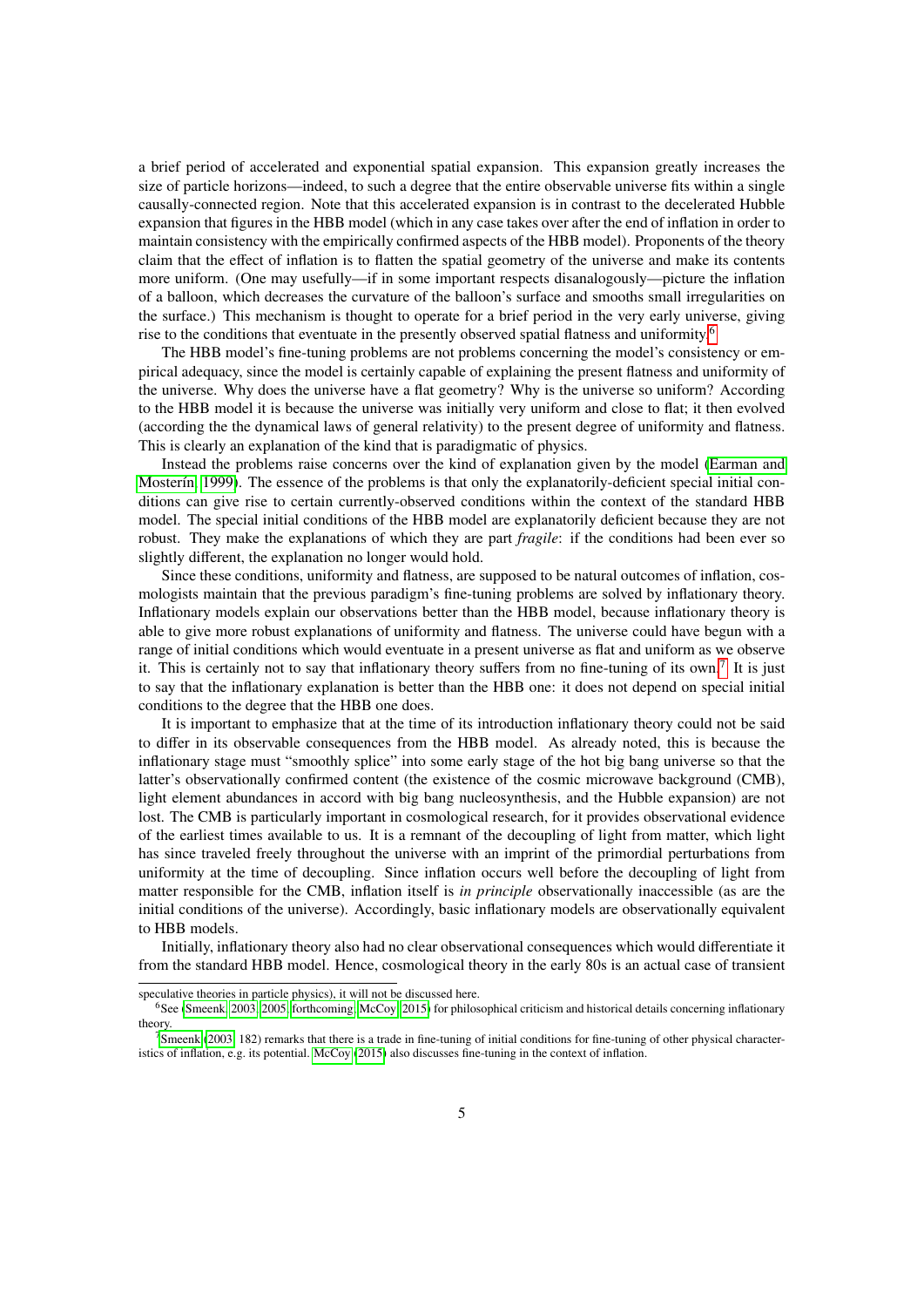a brief period of accelerated and exponential spatial expansion. This expansion greatly increases the size of particle horizons—indeed, to such a degree that the entire observable universe fits within a single causally-connected region. Note that this accelerated expansion is in contrast to the decelerated Hubble expansion that figures in the HBB model (which in any case takes over after the end of inflation in order to maintain consistency with the empirically confirmed aspects of the HBB model). Proponents of the theory claim that the effect of inflation is to flatten the spatial geometry of the universe and make its contents more uniform. (One may usefully—if in some important respects disanalogously—picture the inflation of a balloon, which decreases the curvature of the balloon's surface and smooths small irregularities on the surface.) This mechanism is thought to operate for a brief period in the very early universe, giving rise to the conditions that eventuate in the presently observed spatial flatness and uniformity.[6]

The HBB model's fine-tuning problems are not problems concerning the model's consistency or empirical adequacy, since the model is certainly capable of explaining the present flatness and uniformity of the universe. Why does the universe have a flat geometry? Why is the universe so uniform? According to the HBB model it is because the universe was initially very uniform and close to flat; it then evolved (according the the dynamical laws of general relativity) to the present degree of uniformity and flatness. This is clearly an explanation of the kind that is paradigmatic of physics.

Instead the problems raise concerns over the kind of explanation given by the model (Earman and Mosterín, 1999). The essence of the problems is that only the explanatorily-deficient special initial conditions can give rise to certain currently-observed conditions within the context of the standard HBB model. The special initial conditions of the HBB model are explanatorily deficient because they are not robust. They make the explanations of which they are part *fragile*: if the conditions had been ever so slightly different, the explanation no longer would hold.

Since these conditions, uniformity and flatness, are supposed to be natural outcomes of inflation, cosmologists maintain that the previous paradigm's fine-tuning problems are solved by inflationary theory. Inflationary models explain our observations better than the HBB model, because inflationary theory is able to give more robust explanations of uniformity and flatness. The universe could have begun with a range of initial conditions which would eventuate in a present universe as flat and uniform as we observe it. This is certainly not to say that inflationary theory suffers from no fine-tuning of its own.[7] It is just to say that the inflationary explanation is better than the HBB one: it does not depend on special initial conditions to the degree that the HBB one does.

It is important to emphasize that at the time of its introduction inflationary theory could not be said to differ in its observable consequences from the HBB model. As already noted, this is because the inflationary stage must "smoothly splice" into some early stage of the hot big bang universe so that the latter's observationally confirmed content (the existence of the cosmic microwave background (CMB), light element abundances in accord with big bang nucleosynthesis, and the Hubble expansion) are not lost. The CMB is particularly important in cosmological research, for it provides observational evidence of the earliest times available to us. It is a remnant of the decoupling of light from matter, which light has since traveled freely throughout the universe with an imprint of the primordial perturbations from uniformity at the time of decoupling. Since inflation occurs well before the decoupling of light from matter responsible for the CMB, inflation itself is *in principle* observationally inaccessible (as are the initial conditions of the universe). Accordingly, basic inflationary models are observationally equivalent to HBB models.

Initially, inflationary theory also had no clear observational consequences which would differentiate it from the standard HBB model. Hence, cosmological theory in the early 80s is an actual case of transient

---

speculative theories in particle physics), it will not be discussed here.

[6] See (Smeenk, 2003, 2005, forthcoming; McCoy, 2015) for philosophical criticism and historical details concerning inflationary theory.

[7] Smeenk (2003, 182) remarks that there is a trade in fine-tuning of initial conditions for fine-tuning of other physical characteristics of inflation, e.g. its potential. McCoy (2015) also discusses fine-tuning in the context of inflation.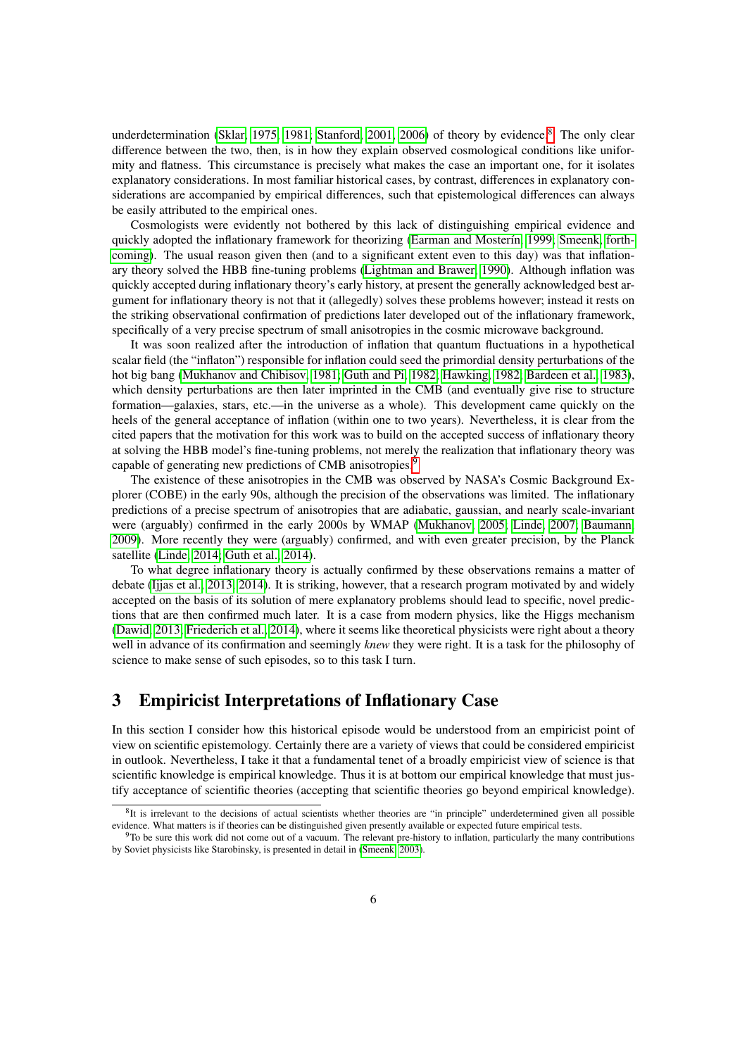underdetermination (Sklar, 1975, 1981; Stanford, 2001, 2006) of theory by evidence.[8] The only clear difference between the two, then, is in how they explain observed cosmological conditions like uniformity and flatness. This circumstance is precisely what makes the case an important one, for it isolates explanatory considerations. In most familiar historical cases, by contrast, differences in explanatory considerations are accompanied by empirical differences, such that epistemological differences can always be easily attributed to the empirical ones.

Cosmologists were evidently not bothered by this lack of distinguishing empirical evidence and quickly adopted the inflationary framework for theorizing (Earman and Mosterín, 1999; Smeenk, forthcoming). The usual reason given then (and to a significant extent even to this day) was that inflationary theory solved the HBB fine-tuning problems (Lightman and Brawer, 1990). Although inflation was quickly accepted during inflationary theory's early history, at present the generally acknowledged best argument for inflationary theory is not that it (allegedly) solves these problems however; instead it rests on the striking observational confirmation of predictions later developed out of the inflationary framework, specifically of a very precise spectrum of small anisotropies in the cosmic microwave background.

It was soon realized after the introduction of inflation that quantum fluctuations in a hypothetical scalar field (the "inflaton") responsible for inflation could seed the primordial density perturbations of the hot big bang (Mukhanov and Chibisov, 1981; Guth and Pi, 1982; Hawking, 1982; Bardeen et al., 1983), which density perturbations are then later imprinted in the CMB (and eventually give rise to structure formation—galaxies, stars, etc.—in the universe as a whole). This development came quickly on the heels of the general acceptance of inflation (within one to two years). Nevertheless, it is clear from the cited papers that the motivation for this work was to build on the accepted success of inflationary theory at solving the HBB model's fine-tuning problems, not merely the realization that inflationary theory was capable of generating new predictions of CMB anisotropies.[9]

The existence of these anisotropies in the CMB was observed by NASA's Cosmic Background Explorer (COBE) in the early 90s, although the precision of the observations was limited. The inflationary predictions of a precise spectrum of anisotropies that are adiabatic, gaussian, and nearly scale-invariant were (arguably) confirmed in the early 2000s by WMAP (Mukhanov, 2005; Linde, 2007; Baumann, 2009). More recently they were (arguably) confirmed, and with even greater precision, by the Planck satellite (Linde, 2014; Guth et al., 2014).

To what degree inflationary theory is actually confirmed by these observations remains a matter of debate (Ijjas et al., 2013, 2014). It is striking, however, that a research program motivated by and widely accepted on the basis of its solution of mere explanatory problems should lead to specific, novel predictions that are then confirmed much later. It is a case from modern physics, like the Higgs mechanism (Dawid, 2013; Friederich et al., 2014), where it seems like theoretical physicists were right about a theory well in advance of its confirmation and seemingly *knew* they were right. It is a task for the philosophy of science to make sense of such episodes, so to this task I turn.

## 3 Empiricist Interpretations of Inflationary Case

In this section I consider how this historical episode would be understood from an empiricist point of view on scientific epistemology. Certainly there are a variety of views that could be considered empiricist in outlook. Nevertheless, I take it that a fundamental tenet of a broadly empiricist view of science is that scientific knowledge is empirical knowledge. Thus it is at bottom our empirical knowledge that must justify acceptance of scientific theories (accepting that scientific theories go beyond empirical knowledge).

[8] It is irrelevant to the decisions of actual scientists whether theories are "in principle" underdetermined given all possible evidence. What matters is if theories can be distinguished given presently available or expected future empirical tests.

[9] To be sure this work did not come out of a vacuum. The relevant pre-history to inflation, particularly the many contributions by Soviet physicists like Starobinsky, is presented in detail in (Smeenk, 2003).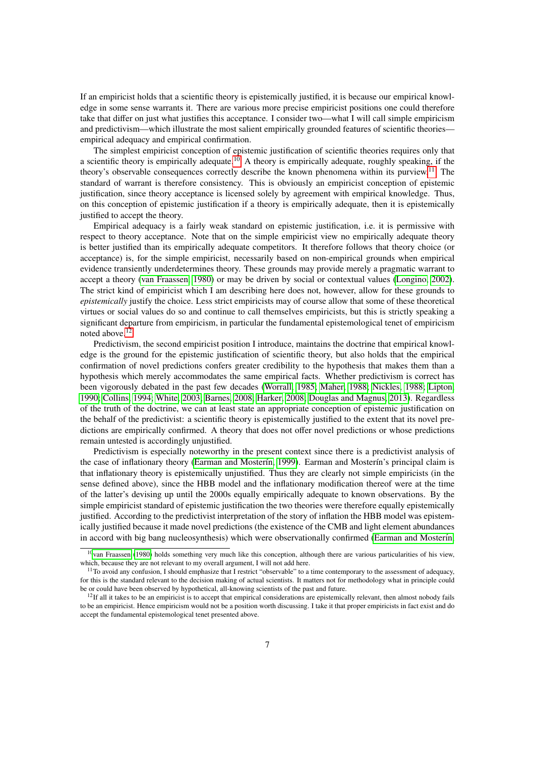If an empiricist holds that a scientific theory is epistemically justified, it is because our empirical knowledge in some sense warrants it. There are various more precise empiricist positions one could therefore take that differ on just what justifies this acceptance. I consider two—what I will call simple empiricism and predictivism—which illustrate the most salient empirically grounded features of scientific theories—empirical adequacy and empirical confirmation.

The simplest empiricist conception of epistemic justification of scientific theories requires only that a scientific theory is empirically adequate.[10] A theory is empirically adequate, roughly speaking, if the theory's observable consequences correctly describe the known phenomena within its purview.[11] The standard of warrant is therefore consistency. This is obviously an empiricist conception of epistemic justification, since theory acceptance is licensed solely by agreement with empirical knowledge. Thus, on this conception of epistemic justification if a theory is empirically adequate, then it is epistemically justified to accept the theory.

Empirical adequacy is a fairly weak standard on epistemic justification, i.e. it is permissive with respect to theory acceptance. Note that on the simple empiricist view no empirically adequate theory is better justified than its empirically adequate competitors. It therefore follows that theory choice (or acceptance) is, for the simple empiricist, necessarily based on non-empirical grounds when empirical evidence transiently underdetermines theory. These grounds may provide merely a pragmatic warrant to accept a theory (van Fraassen, 1980) or may be driven by social or contextual values (Longino, 2002). The strict kind of empiricist which I am describing here does not, however, allow for these grounds to *epistemically* justify the choice. Less strict empiricists may of course allow that some of these theoretical virtues or social values do so and continue to call themselves empiricists, but this is strictly speaking a significant departure from empiricism, in particular the fundamental epistemological tenet of empiricism noted above.[12]

Predictivism, the second empiricist position I introduce, maintains the doctrine that empirical knowledge is the ground for the epistemic justification of scientific theory, but also holds that the empirical confirmation of novel predictions confers greater credibility to the hypothesis that makes them than a hypothesis which merely accommodates the same empirical facts. Whether predictivism is correct has been vigorously debated in the past few decades (Worrall, 1985; Maher, 1988; Nickles, 1988; Lipton, 1990; Collins, 1994; White, 2003; Barnes, 2008; Harker, 2008; Douglas and Magnus, 2013). Regardless of the truth of the doctrine, we can at least state an appropriate conception of epistemic justification on the behalf of the predictivist: a scientific theory is epistemically justified to the extent that its novel predictions are empirically confirmed. A theory that does not offer novel predictions or whose predictions remain untested is accordingly unjustified.

Predictivism is especially noteworthy in the present context since there is a predictivist analysis of the case of inflationary theory (Earman and Mosterín, 1999). Earman and Mosterín's principal claim is that inflationary theory is epistemically unjustified. Thus they are clearly not simple empiricists (in the sense defined above), since the HBB model and the inflationary modification thereof were at the time of the latter's devising up until the 2000s equally empirically adequate to known observations. By the simple empiricist standard of epistemic justification the two theories were therefore equally epistemically justified. According to the predictivist interpretation of the story of inflation the HBB model was epistemically justified because it made novel predictions (the existence of the CMB and light element abundances in accord with big bang nucleosynthesis) which were observationally confirmed (Earman and Mosterín,

[10] van Fraassen (1980) holds something very much like this conception, although there are various particularities of his view, which, because they are not relevant to my overall argument, I will not add here.

[11] To avoid any confusion, I should emphasize that I restrict "observable" to a time contemporary to the assessment of adequacy, for this is the standard relevant to the decision making of actual scientists. It matters not for methodology what in principle could be or could have been observed by hypothetical, all-knowing scientists of the past and future.

[12] If all it takes to be an empiricist is to accept that empirical considerations are epistemically relevant, then almost nobody fails to be an empiricist. Hence empiricism would not be a position worth discussing. I take it that proper empiricists in fact exist and do accept the fundamental epistemological tenet presented above.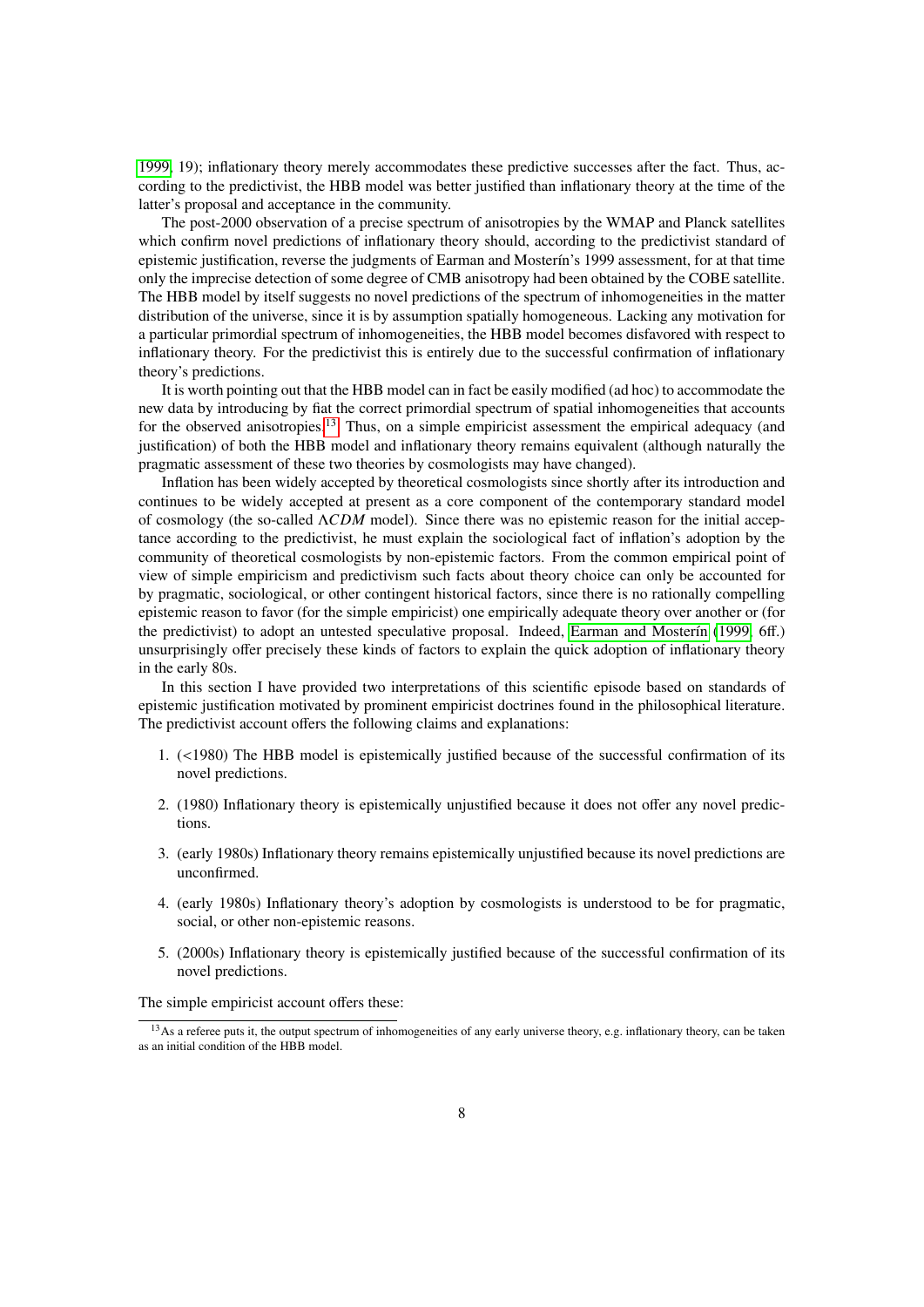1999, 19); inflationary theory merely accommodates these predictive successes after the fact. Thus, according to the predictivist, the HBB model was better justified than inflationary theory at the time of the latter's proposal and acceptance in the community.

The post-2000 observation of a precise spectrum of anisotropies by the WMAP and Planck satellites which confirm novel predictions of inflationary theory should, according to the predictivist standard of epistemic justification, reverse the judgments of Earman and Mosterín's 1999 assessment, for at that time only the imprecise detection of some degree of CMB anisotropy had been obtained by the COBE satellite. The HBB model by itself suggests no novel predictions of the spectrum of inhomogeneities in the matter distribution of the universe, since it is by assumption spatially homogeneous. Lacking any motivation for a particular primordial spectrum of inhomogeneities, the HBB model becomes disfavored with respect to inflationary theory. For the predictivist this is entirely due to the successful confirmation of inflationary theory's predictions.

It is worth pointing out that the HBB model can in fact be easily modified (ad hoc) to accommodate the new data by introducing by fiat the correct primordial spectrum of spatial inhomogeneities that accounts for the observed anisotropies.[13] Thus, on a simple empiricist assessment the empirical adequacy (and justification) of both the HBB model and inflationary theory remains equivalent (although naturally the pragmatic assessment of these two theories by cosmologists may have changed).

Inflation has been widely accepted by theoretical cosmologists since shortly after its introduction and continues to be widely accepted at present as a core component of the contemporary standard model of cosmology (the so-called $\Lambda CDM$ model). Since there was no epistemic reason for the initial acceptance according to the predictivist, he must explain the sociological fact of inflation's adoption by the community of theoretical cosmologists by non-epistemic factors. From the common empirical point of view of simple empiricism and predictivism such facts about theory choice can only be accounted for by pragmatic, sociological, or other contingent historical factors, since there is no rationally compelling epistemic reason to favor (for the simple empiricist) one empirically adequate theory over another or (for the predictivist) to adopt an untested speculative proposal. Indeed, Earman and Mosterín (1999, 6ff.) unsurprisingly offer precisely these kinds of factors to explain the quick adoption of inflationary theory in the early 80s.

In this section I have provided two interpretations of this scientific episode based on standards of epistemic justification motivated by prominent empiricist doctrines found in the philosophical literature. The predictivist account offers the following claims and explanations:

1. (<1980) The HBB model is epistemically justified because of the successful confirmation of its novel predictions.
2. (1980) Inflationary theory is epistemically unjustified because it does not offer any novel predictions.
3. (early 1980s) Inflationary theory remains epistemically unjustified because its novel predictions are unconfirmed.
4. (early 1980s) Inflationary theory's adoption by cosmologists is understood to be for pragmatic, social, or other non-epistemic reasons.
5. (2000s) Inflationary theory is epistemically justified because of the successful confirmation of its novel predictions.

The simple empiricist account offers these:

[13] As a referee puts it, the output spectrum of inhomogeneities of any early universe theory, e.g. inflationary theory, can be taken as an initial condition of the HBB model.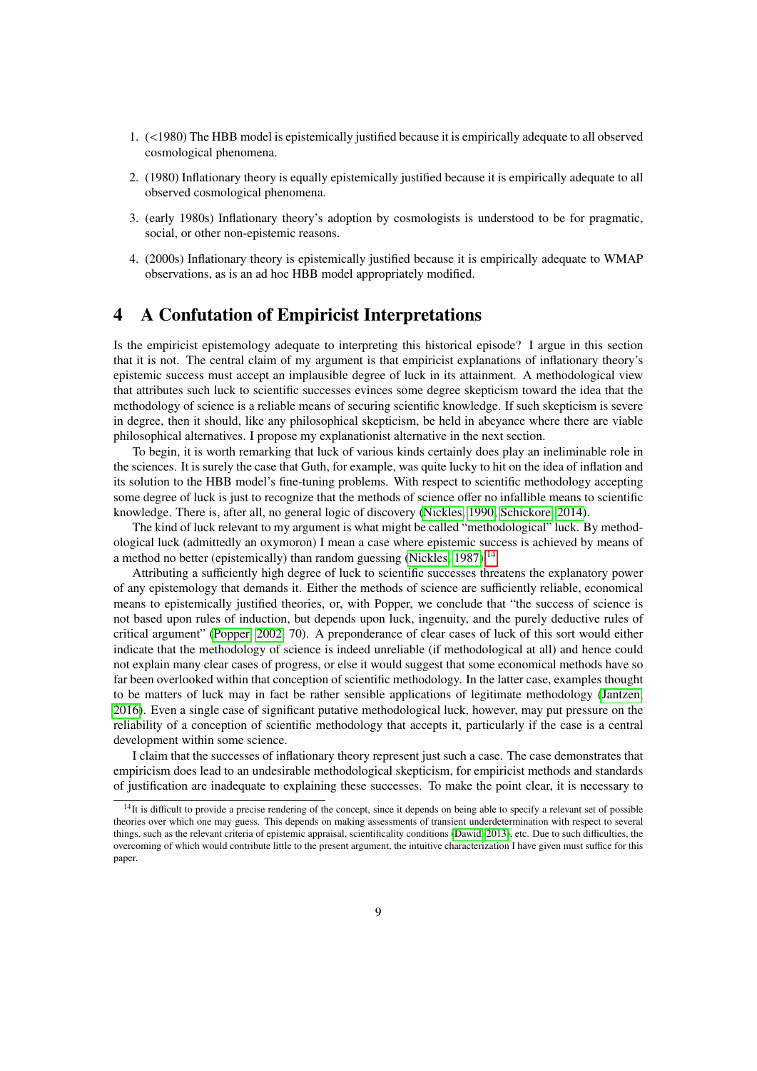1. (<1980) The HBB model is epistemically justified because it is empirically adequate to all observed cosmological phenomena.
2. (1980) Inflationary theory is equally epistemically justified because it is empirically adequate to all observed cosmological phenomena.
3. (early 1980s) Inflationary theory's adoption by cosmologists is understood to be for pragmatic, social, or other non-epistemic reasons.
4. (2000s) Inflationary theory is epistemically justified because it is empirically adequate to WMAP observations, as is an ad hoc HBB model appropriately modified.

# 4 A Confutation of Empiricist Interpretations

Is the empiricist epistemology adequate to interpreting this historical episode? I argue in this section that it is not. The central claim of my argument is that empiricist explanations of inflationary theory's epistemic success must accept an implausible degree of luck in its attainment. A methodological view that attributes such luck to scientific successes evinces some degree skepticism toward the idea that the methodology of science is a reliable means of securing scientific knowledge. If such skepticism is severe in degree, then it should, like any philosophical skepticism, be held in abeyance where there are viable philosophical alternatives. I propose my explanationist alternative in the next section.

To begin, it is worth remarking that luck of various kinds certainly does play an ineliminable role in the sciences. It is surely the case that Guth, for example, was quite lucky to hit on the idea of inflation and its solution to the HBB model's fine-tuning problems. With respect to scientific methodology accepting some degree of luck is just to recognize that the methods of science offer no infallible means to scientific knowledge. There is, after all, no general logic of discovery (Nickles, 1990; Schickore, 2014).

The kind of luck relevant to my argument is what might be called "methodological" luck. By methodological luck (admittedly an oxymoron) I mean a case where epistemic success is achieved by means of a method no better (epistemically) than random guessing (Nickles, 1987).[14]

Attributing a sufficiently high degree of luck to scientific successes threatens the explanatory power of any epistemology that demands it. Either the methods of science are sufficiently reliable, economical means to epistemically justified theories, or, with Popper, we conclude that "the success of science is not based upon rules of induction, but depends upon luck, ingenuity, and the purely deductive rules of critical argument" (Popper, 2002, 70). A preponderance of clear cases of luck of this sort would either indicate that the methodology of science is indeed unreliable (if methodological at all) and hence could not explain many clear cases of progress, or else it would suggest that some economical methods have so far been overlooked within that conception of scientific methodology. In the latter case, examples thought to be matters of luck may in fact be rather sensible applications of legitimate methodology (Jantzen, 2016). Even a single case of significant putative methodological luck, however, may put pressure on the reliability of a conception of scientific methodology that accepts it, particularly if the case is a central development within some science.

I claim that the successes of inflationary theory represent just such a case. The case demonstrates that empiricism does lead to an undesirable methodological skepticism, for empiricist methods and standards of justification are inadequate to explaining these successes. To make the point clear, it is necessary to

[14] It is difficult to provide a precise rendering of the concept, since it depends on being able to specify a relevant set of possible theories over which one may guess. This depends on making assessments of transient underdetermination with respect to several things, such as the relevant criteria of epistemic appraisal, scientificality conditions (Dawid, 2013), etc. Due to such difficulties, the overcoming of which would contribute little to the present argument, the intuitive characterization I have given must suffice for this paper.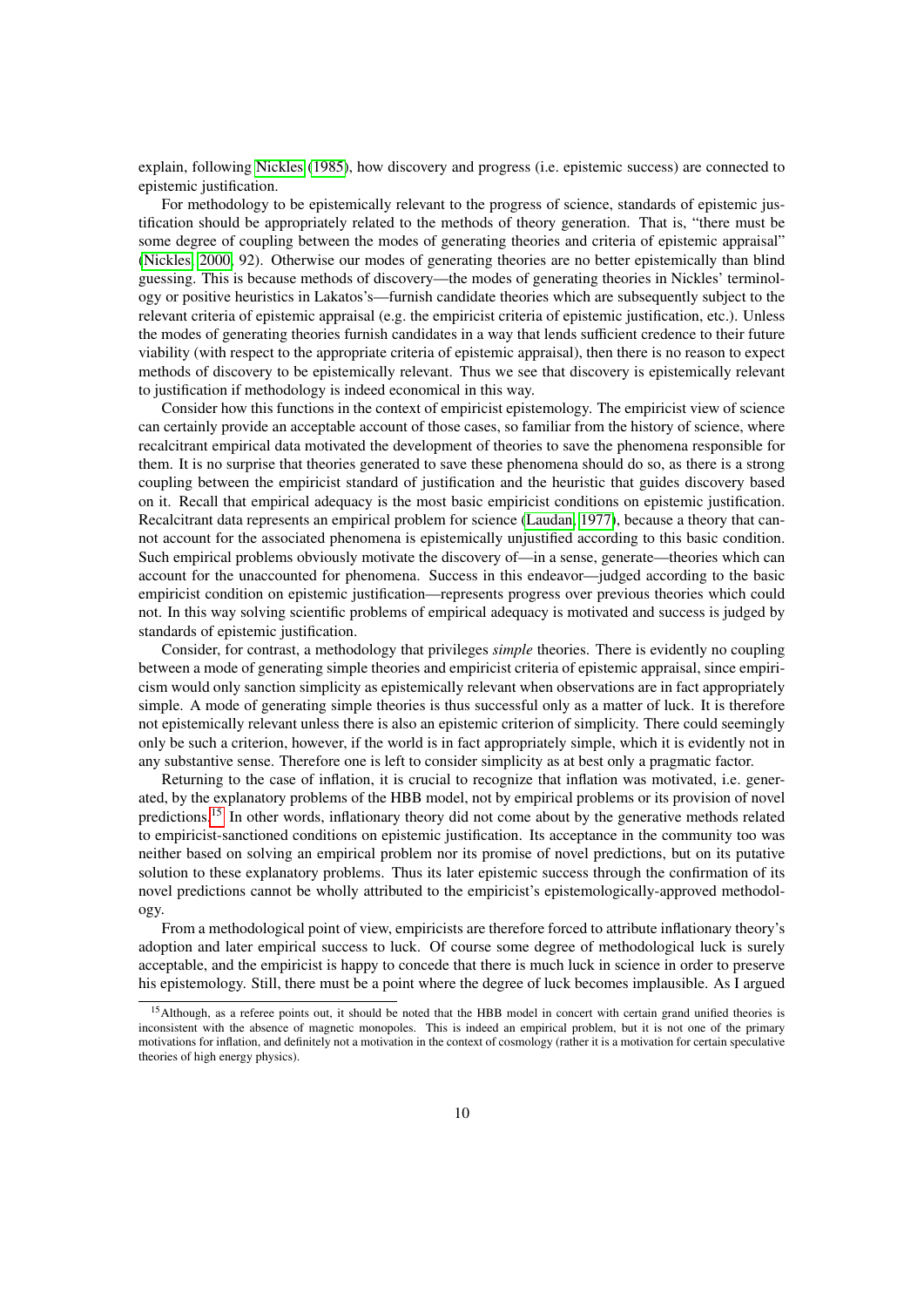explain, following Nickles (1985), how discovery and progress (i.e. epistemic success) are connected to epistemic justification.

For methodology to be epistemically relevant to the progress of science, standards of epistemic justification should be appropriately related to the methods of theory generation. That is, "there must be some degree of coupling between the modes of generating theories and criteria of epistemic appraisal" (Nickles, 2000, 92). Otherwise our modes of generating theories are no better epistemically than blind guessing. This is because methods of discovery—the modes of generating theories in Nickles' terminology or positive heuristics in Lakatos's—furnish candidate theories which are subsequently subject to the relevant criteria of epistemic appraisal (e.g. the empiricist criteria of epistemic justification, etc.). Unless the modes of generating theories furnish candidates in a way that lends sufficient credence to their future viability (with respect to the appropriate criteria of epistemic appraisal), then there is no reason to expect methods of discovery to be epistemically relevant. Thus we see that discovery is epistemically relevant to justification if methodology is indeed economical in this way.

Consider how this functions in the context of empiricist epistemology. The empiricist view of science can certainly provide an acceptable account of those cases, so familiar from the history of science, where recalcitrant empirical data motivated the development of theories to save the phenomena responsible for them. It is no surprise that theories generated to save these phenomena should do so, as there is a strong coupling between the empiricist standard of justification and the heuristic that guides discovery based on it. Recall that empirical adequacy is the most basic empiricist conditions on epistemic justification. Recalcitrant data represents an empirical problem for science (Laudan, 1977), because a theory that cannot account for the associated phenomena is epistemically unjustified according to this basic condition. Such empirical problems obviously motivate the discovery of—in a sense, generate—theories which can account for the unaccounted for phenomena. Success in this endeavor—judged according to the basic empiricist condition on epistemic justification—represents progress over previous theories which could not. In this way solving scientific problems of empirical adequacy is motivated and success is judged by standards of epistemic justification.

Consider, for contrast, a methodology that privileges *simple* theories. There is evidently no coupling between a mode of generating simple theories and empiricist criteria of epistemic appraisal, since empiricism would only sanction simplicity as epistemically relevant when observations are in fact appropriately simple. A mode of generating simple theories is thus successful only as a matter of luck. It is therefore not epistemically relevant unless there is also an epistemic criterion of simplicity. There could seemingly only be such a criterion, however, if the world is in fact appropriately simple, which it is evidently not in any substantive sense. Therefore one is left to consider simplicity as at best only a pragmatic factor.

Returning to the case of inflation, it is crucial to recognize that inflation was motivated, i.e. generated, by the explanatory problems of the HBB model, not by empirical problems or its provision of novel predictions.[15] In other words, inflationary theory did not come about by the generative methods related to empiricist-sanctioned conditions on epistemic justification. Its acceptance in the community too was neither based on solving an empirical problem nor its promise of novel predictions, but on its putative solution to these explanatory problems. Thus its later epistemic success through the confirmation of its novel predictions cannot be wholly attributed to the empiricist's epistemologically-approved methodology.

From a methodological point of view, empiricists are therefore forced to attribute inflationary theory's adoption and later empirical success to luck. Of course some degree of methodological luck is surely acceptable, and the empiricist is happy to concede that there is much luck in science in order to preserve his epistemology. Still, there must be a point where the degree of luck becomes implausible. As I argued

[15] Although, as a referee points out, it should be noted that the HBB model in concert with certain grand unified theories is inconsistent with the absence of magnetic monopoles. This is indeed an empirical problem, but it is not one of the primary motivations for inflation, and definitely not a motivation in the context of cosmology (rather it is a motivation for certain speculative theories of high energy physics).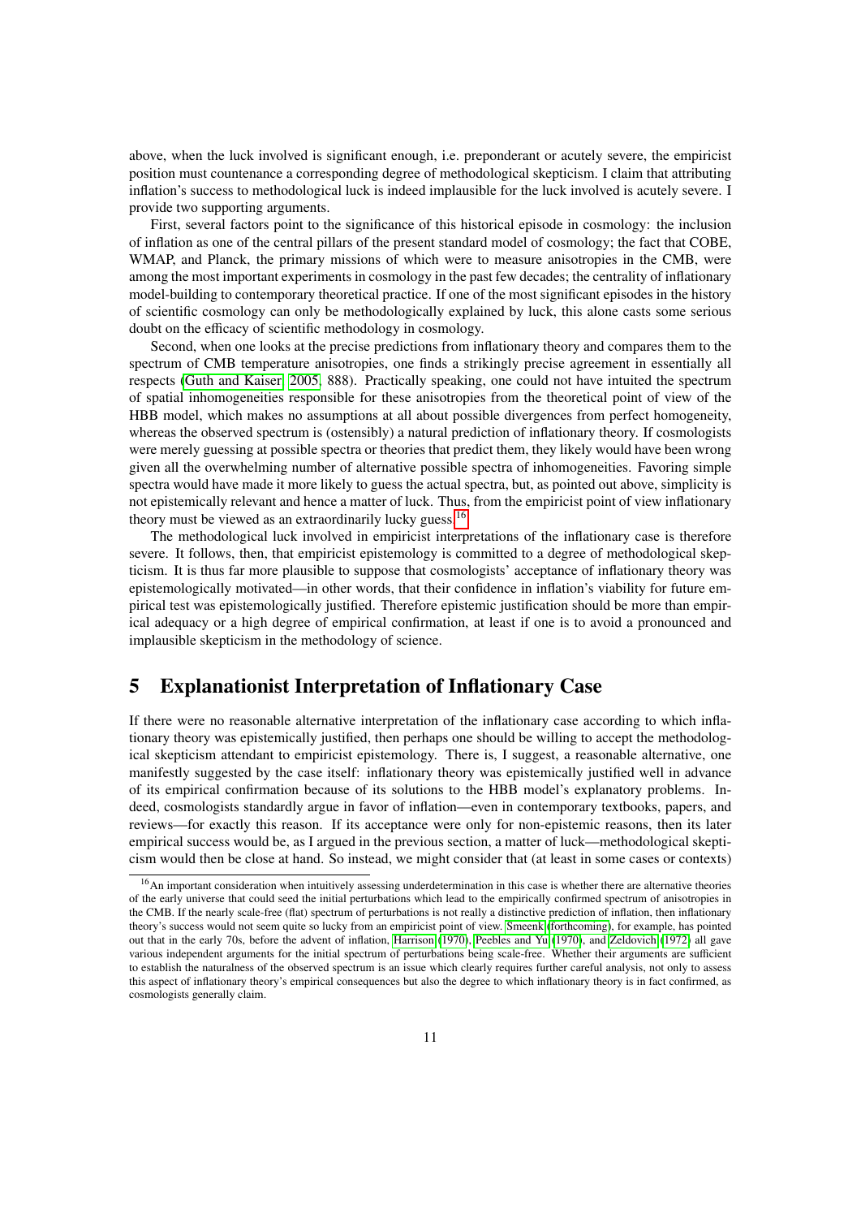above, when the luck involved is significant enough, i.e. preponderant or acutely severe, the empiricist position must countenance a corresponding degree of methodological skepticism. I claim that attributing inflation's success to methodological luck is indeed implausible for the luck involved is acutely severe. I provide two supporting arguments.

First, several factors point to the significance of this historical episode in cosmology: the inclusion of inflation as one of the central pillars of the present standard model of cosmology; the fact that COBE, WMAP, and Planck, the primary missions of which were to measure anisotropies in the CMB, were among the most important experiments in cosmology in the past few decades; the centrality of inflationary model-building to contemporary theoretical practice. If one of the most significant episodes in the history of scientific cosmology can only be methodologically explained by luck, this alone casts some serious doubt on the efficacy of scientific methodology in cosmology.

Second, when one looks at the precise predictions from inflationary theory and compares them to the spectrum of CMB temperature anisotropies, one finds a strikingly precise agreement in essentially all respects (Guth and Kaiser, 2005, 888). Practically speaking, one could not have intuited the spectrum of spatial inhomogeneities responsible for these anisotropies from the theoretical point of view of the HBB model, which makes no assumptions at all about possible divergences from perfect homogeneity, whereas the observed spectrum is (ostensibly) a natural prediction of inflationary theory. If cosmologists were merely guessing at possible spectra or theories that predict them, they likely would have been wrong given all the overwhelming number of alternative possible spectra of inhomogeneities. Favoring simple spectra would have made it more likely to guess the actual spectra, but, as pointed out above, simplicity is not epistemically relevant and hence a matter of luck. Thus, from the empiricist point of view inflationary theory must be viewed as an extraordinarily lucky guess.[16]

The methodological luck involved in empiricist interpretations of the inflationary case is therefore severe. It follows, then, that empiricist epistemology is committed to a degree of methodological skepticism. It is thus far more plausible to suppose that cosmologists' acceptance of inflationary theory was epistemologically motivated—in other words, that their confidence in inflation's viability for future empirical test was epistemologically justified. Therefore epistemic justification should be more than empirical adequacy or a high degree of empirical confirmation, at least if one is to avoid a pronounced and implausible skepticism in the methodology of science.

## 5 Explanationist Interpretation of Inflationary Case

If there were no reasonable alternative interpretation of the inflationary case according to which inflationary theory was epistemically justified, then perhaps one should be willing to accept the methodological skepticism attendant to empiricist epistemology. There is, I suggest, a reasonable alternative, one manifestly suggested by the case itself: inflationary theory was epistemically justified well in advance of its empirical confirmation because of its solutions to the HBB model's explanatory problems. Indeed, cosmologists standardly argue in favor of inflation—even in contemporary textbooks, papers, and reviews—for exactly this reason. If its acceptance were only for non-epistemic reasons, then its later empirical success would be, as I argued in the previous section, a matter of luck—methodological skepticism would then be close at hand. So instead, we might consider that (at least in some cases or contexts)

[16] An important consideration when intuitively assessing underdetermination in this case is whether there are alternative theories of the early universe that could seed the initial perturbations which lead to the empirically confirmed spectrum of anisotropies in the CMB. If the nearly scale-free (flat) spectrum of perturbations is not really a distinctive prediction of inflation, then inflationary theory's success would not seem quite so lucky from an empiricist point of view. Smeenk (forthcoming), for example, has pointed out that in the early 70s, before the advent of inflation, Harrison (1970), Peebles and Yu (1970), and Zeldovich (1972) all gave various independent arguments for the initial spectrum of perturbations being scale-free. Whether their arguments are sufficient to establish the naturalness of the observed spectrum is an issue which clearly requires further careful analysis, not only to assess this aspect of inflationary theory's empirical consequences but also the degree to which inflationary theory is in fact confirmed, as cosmologists generally claim.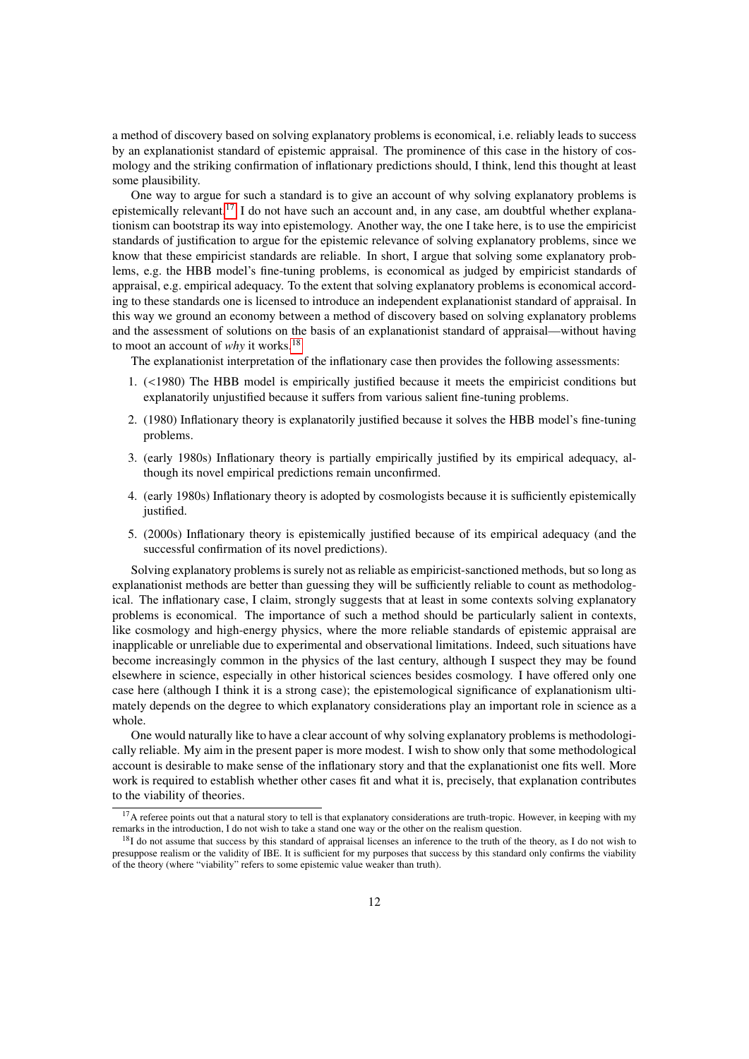a method of discovery based on solving explanatory problems is economical, i.e. reliably leads to success by an explanationist standard of epistemic appraisal. The prominence of this case in the history of cosmology and the striking confirmation of inflationary predictions should, I think, lend this thought at least some plausibility.

One way to argue for such a standard is to give an account of why solving explanatory problems is epistemically relevant.[17] I do not have such an account and, in any case, am doubtful whether explanationism can bootstrap its way into epistemology. Another way, the one I take here, is to use the empiricist standards of justification to argue for the epistemic relevance of solving explanatory problems, since we know that these empiricist standards are reliable. In short, I argue that solving some explanatory problems, e.g. the HBB model's fine-tuning problems, is economical as judged by empiricist standards of appraisal, e.g. empirical adequacy. To the extent that solving explanatory problems is economical according to these standards one is licensed to introduce an independent explanationist standard of appraisal. In this way we ground an economy between a method of discovery based on solving explanatory problems and the assessment of solutions on the basis of an explanationist standard of appraisal—without having to moot an account of *why* it works.[18]

The explanationist interpretation of the inflationary case then provides the following assessments:

1. (<1980) The HBB model is empirically justified because it meets the empiricist conditions but explanatorily unjustified because it suffers from various salient fine-tuning problems.
2. (1980) Inflationary theory is explanatorily justified because it solves the HBB model's fine-tuning problems.
3. (early 1980s) Inflationary theory is partially empirically justified by its empirical adequacy, although its novel empirical predictions remain unconfirmed.
4. (early 1980s) Inflationary theory is adopted by cosmologists because it is sufficiently epistemically justified.
5. (2000s) Inflationary theory is epistemically justified because of its empirical adequacy (and the successful confirmation of its novel predictions).

Solving explanatory problems is surely not as reliable as empiricist-sanctioned methods, but so long as explanationist methods are better than guessing they will be sufficiently reliable to count as methodological. The inflationary case, I claim, strongly suggests that at least in some contexts solving explanatory problems is economical. The importance of such a method should be particularly salient in contexts, like cosmology and high-energy physics, where the more reliable standards of epistemic appraisal are inapplicable or unreliable due to experimental and observational limitations. Indeed, such situations have become increasingly common in the physics of the last century, although I suspect they may be found elsewhere in science, especially in other historical sciences besides cosmology. I have offered only one case here (although I think it is a strong case); the epistemological significance of explanationism ultimately depends on the degree to which explanatory considerations play an important role in science as a whole.

One would naturally like to have a clear account of why solving explanatory problems is methodologically reliable. My aim in the present paper is more modest. I wish to show only that some methodological account is desirable to make sense of the inflationary story and that the explanationist one fits well. More work is required to establish whether other cases fit and what it is, precisely, that explanation contributes to the viability of theories.

[17] A referee points out that a natural story to tell is that explanatory considerations are truth-tropic. However, in keeping with my remarks in the introduction, I do not wish to take a stand one way or the other on the realism question.

[18] I do not assume that success by this standard of appraisal licenses an inference to the truth of the theory, as I do not wish to presuppose realism or the validity of IBE. It is sufficient for my purposes that success by this standard only confirms the viability of the theory (where "viability" refers to some epistemic value weaker than truth).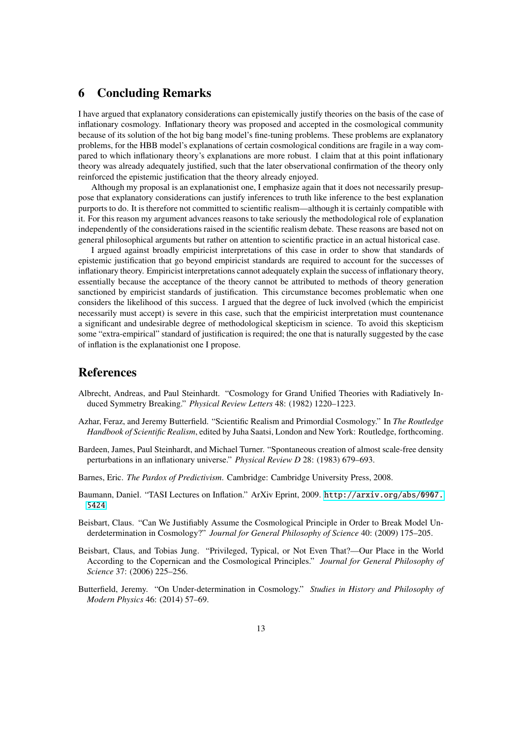## 6 Concluding Remarks

I have argued that explanatory considerations can epistemically justify theories on the basis of the case of inflationary cosmology. Inflationary theory was proposed and accepted in the cosmological community because of its solution of the hot big bang model's fine-tuning problems. These problems are explanatory problems, for the HBB model's explanations of certain cosmological conditions are fragile in a way compared to which inflationary theory's explanations are more robust. I claim that at this point inflationary theory was already adequately justified, such that the later observational confirmation of the theory only reinforced the epistemic justification that the theory already enjoyed.

Although my proposal is an explanationist one, I emphasize again that it does not necessarily presuppose that explanatory considerations can justify inferences to truth like inference to the best explanation purports to do. It is therefore not committed to scientific realism—although it is certainly compatible with it. For this reason my argument advances reasons to take seriously the methodological role of explanation independently of the considerations raised in the scientific realism debate. These reasons are based not on general philosophical arguments but rather on attention to scientific practice in an actual historical case.

I argued against broadly empiricist interpretations of this case in order to show that standards of epistemic justification that go beyond empiricist standards are required to account for the successes of inflationary theory. Empiricist interpretations cannot adequately explain the success of inflationary theory, essentially because the acceptance of the theory cannot be attributed to methods of theory generation sanctioned by empiricist standards of justification. This circumstance becomes problematic when one considers the likelihood of this success. I argued that the degree of luck involved (which the empiricist necessarily must accept) is severe in this case, such that the empiricist interpretation must countenance a significant and undesirable degree of methodological skepticism in science. To avoid this skepticism some "extra-empirical" standard of justification is required; the one that is naturally suggested by the case of inflation is the explanationist one I propose.

## References

Albrecht, Andreas, and Paul Steinhardt. "Cosmology for Grand Unified Theories with Radiatively Induced Symmetry Breaking." *Physical Review Letters* 48: (1982) 1220–1223.

Azhar, Feraz, and Jeremy Butterfield. "Scientific Realism and Primordial Cosmology." In *The Routledge Handbook of Scientific Realism*, edited by Juha Saatsi, London and New York: Routledge, forthcoming.

Bardeen, James, Paul Steinhardt, and Michael Turner. "Spontaneous creation of almost scale-free density perturbations in an inflationary universe." *Physical Review D* 28: (1983) 679–693.

Barnes, Eric. *The Pardox of Predictivism*. Cambridge: Cambridge University Press, 2008.

Baumann, Daniel. "TASI Lectures on Inflation." ArXiv Eprint, 2009. http://arxiv.org/abs/0907.5424.

Beisbart, Claus. "Can We Justifiably Assume the Cosmological Principle in Order to Break Model Underdetermination in Cosmology?" *Journal for General Philosophy of Science* 40: (2009) 175–205.

Beisbart, Claus, and Tobias Jung. "Privileged, Typical, or Not Even That?—Our Place in the World According to the Copernican and the Cosmological Principles." *Journal for General Philosophy of Science* 37: (2006) 225–256.

Butterfield, Jeremy. "On Under-determination in Cosmology." *Studies in History and Philosophy of Modern Physics* 46: (2014) 57–69.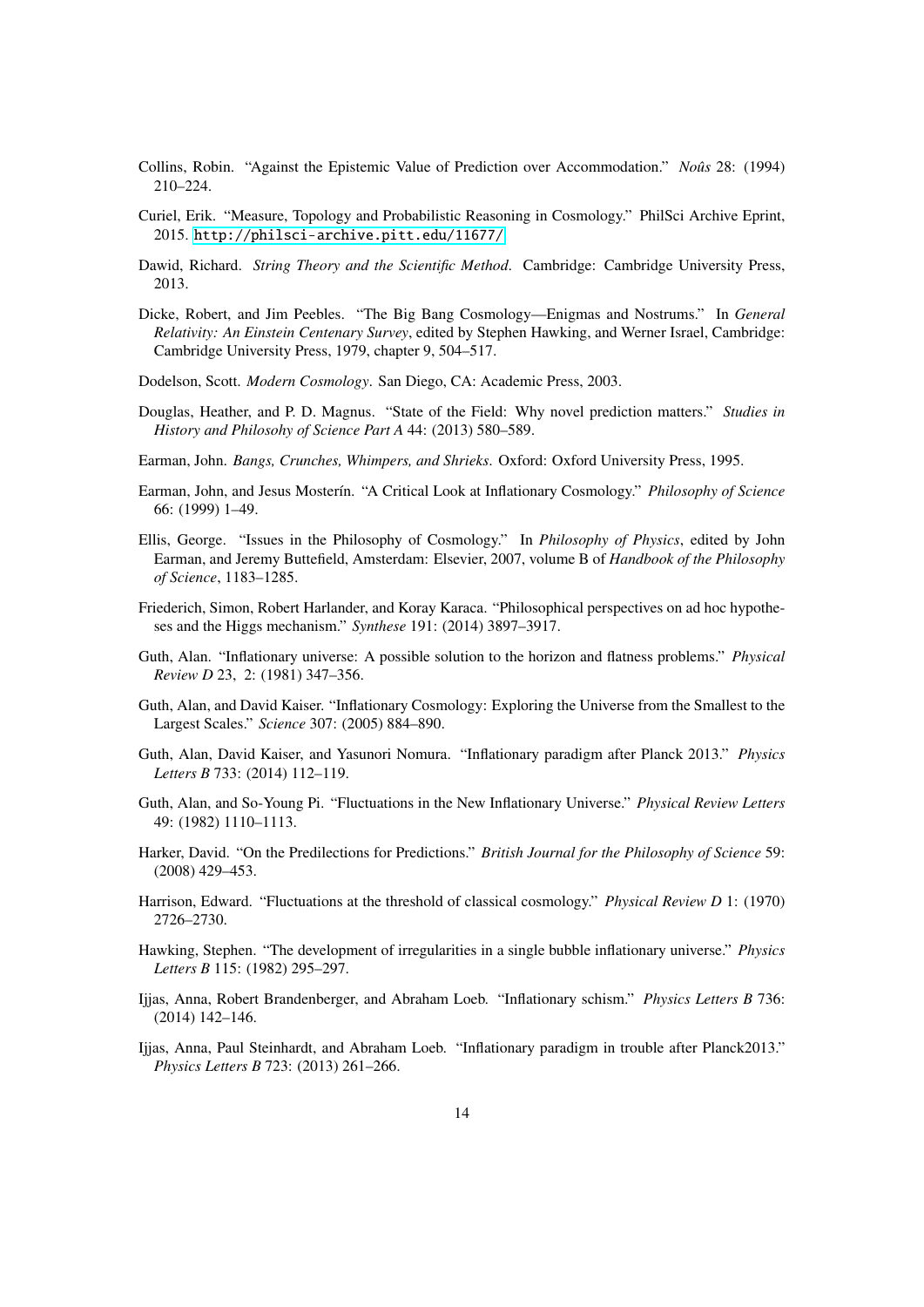Collins, Robin. "Against the Epistemic Value of Prediction over Accommodation." *Noûs* 28: (1994) 210–224.

Curiel, Erik. "Measure, Topology and Probabilistic Reasoning in Cosmology." PhilSci Archive Eprint, 2015. http://philsci-archive.pitt.edu/11677/

Dawid, Richard. *String Theory and the Scientific Method*. Cambridge: Cambridge University Press, 2013.

Dicke, Robert, and Jim Peebles. "The Big Bang Cosmology—Enigmas and Nostrums." In *General Relativity: An Einstein Centenary Survey*, edited by Stephen Hawking, and Werner Israel, Cambridge: Cambridge University Press, 1979, chapter 9, 504–517.

Dodelson, Scott. *Modern Cosmology*. San Diego, CA: Academic Press, 2003.

Douglas, Heather, and P. D. Magnus. "State of the Field: Why novel prediction matters." *Studies in History and Philosohy of Science Part A* 44: (2013) 580–589.

Earman, John. *Bangs, Crunches, Whimpers, and Shrieks*. Oxford: Oxford University Press, 1995.

Earman, John, and Jesus Mosterín. "A Critical Look at Inflationary Cosmology." *Philosophy of Science* 66: (1999) 1–49.

Ellis, George. "Issues in the Philosophy of Cosmology." In *Philosophy of Physics*, edited by John Earman, and Jeremy Buttefield, Amsterdam: Elsevier, 2007, volume B of *Handbook of the Philosophy of Science*, 1183–1285.

Friederich, Simon, Robert Harlander, and Koray Karaca. "Philosophical perspectives on ad hoc hypotheses and the Higgs mechanism." *Synthese* 191: (2014) 3897–3917.

Guth, Alan. "Inflationary universe: A possible solution to the horizon and flatness problems." *Physical Review D* 23, 2: (1981) 347–356.

Guth, Alan, and David Kaiser. "Inflationary Cosmology: Exploring the Universe from the Smallest to the Largest Scales." *Science* 307: (2005) 884–890.

Guth, Alan, David Kaiser, and Yasunori Nomura. "Inflationary paradigm after Planck 2013." *Physics Letters B* 733: (2014) 112–119.

Guth, Alan, and So-Young Pi. "Fluctuations in the New Inflationary Universe." *Physical Review Letters* 49: (1982) 1110–1113.

Harker, David. "On the Predilections for Predictions." *British Journal for the Philosophy of Science* 59: (2008) 429–453.

Harrison, Edward. "Fluctuations at the threshold of classical cosmology." *Physical Review D* 1: (1970) 2726–2730.

Hawking, Stephen. "The development of irregularities in a single bubble inflationary universe." *Physics Letters B* 115: (1982) 295–297.

Ijjas, Anna, Robert Brandenberger, and Abraham Loeb. "Inflationary schism." *Physics Letters B* 736: (2014) 142–146.

Ijjas, Anna, Paul Steinhardt, and Abraham Loeb. "Inflationary paradigm in trouble after Planck2013." *Physics Letters B* 723: (2013) 261–266.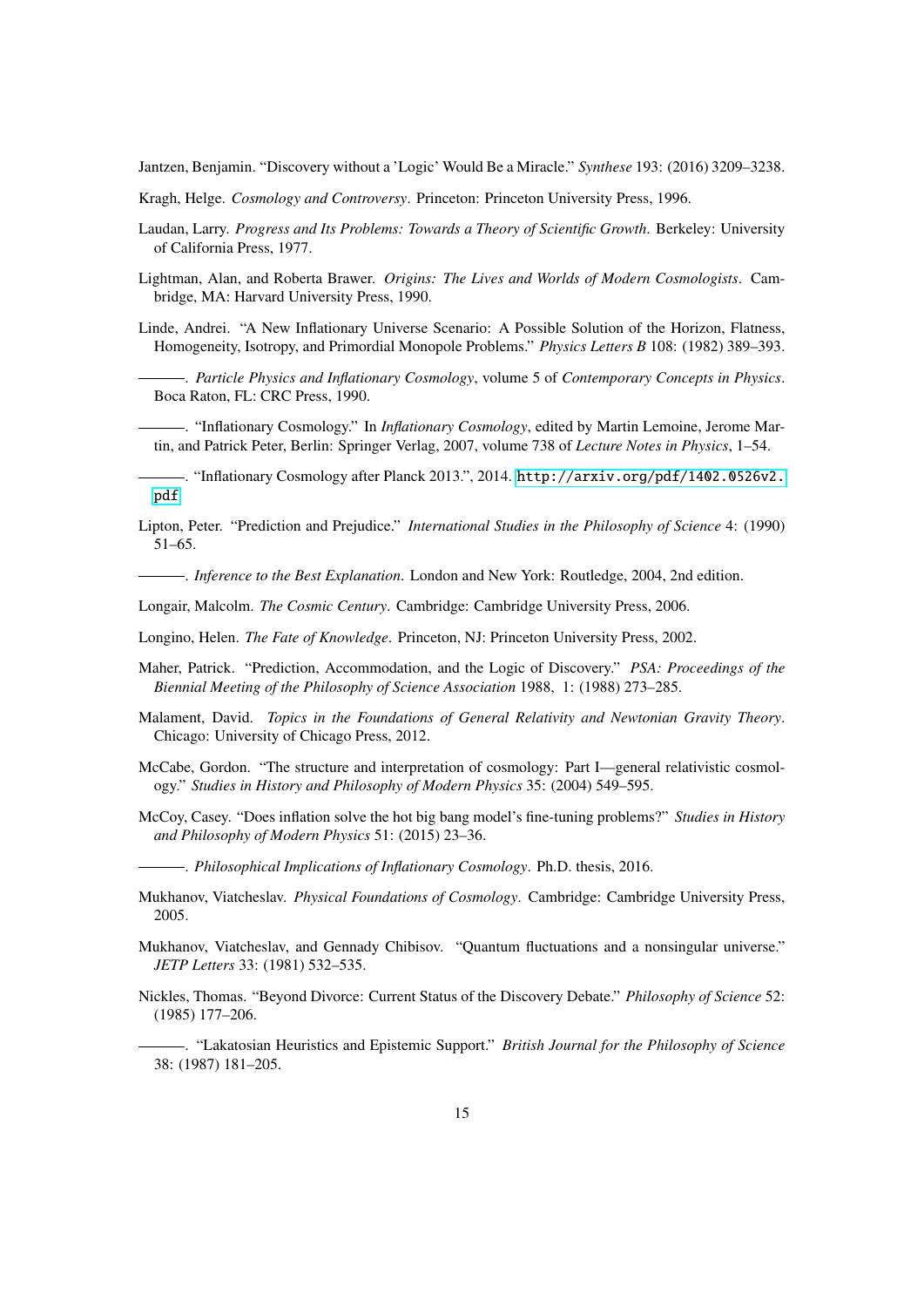Jantzen, Benjamin. "Discovery without a 'Logic' Would Be a Miracle." *Synthese* 193: (2016) 3209–3238.

Kragh, Helge. *Cosmology and Controversy*. Princeton: Princeton University Press, 1996.

Laudan, Larry. *Progress and Its Problems: Towards a Theory of Scientific Growth*. Berkeley: University of California Press, 1977.

Lightman, Alan, and Roberta Brawer. *Origins: The Lives and Worlds of Modern Cosmologists*. Cambridge, MA: Harvard University Press, 1990.

Linde, Andrei. "A New Inflationary Universe Scenario: A Possible Solution of the Horizon, Flatness, Homogeneity, Isotropy, and Primordial Monopole Problems." *Physics Letters B* 108: (1982) 389–393.

———. *Particle Physics and Inflationary Cosmology*, volume 5 of *Contemporary Concepts in Physics*. Boca Raton, FL: CRC Press, 1990.

———. "Inflationary Cosmology." In *Inflationary Cosmology*, edited by Martin Lemoine, Jerome Martin, and Patrick Peter, Berlin: Springer Verlag, 2007, volume 738 of *Lecture Notes in Physics*, 1–54.

———. "Inflationary Cosmology after Planck 2013.", 2014. http://arxiv.org/pdf/1402.0526v2.pdf

Lipton, Peter. "Prediction and Prejudice." *International Studies in the Philosophy of Science* 4: (1990) 51–65.

———. *Inference to the Best Explanation*. London and New York: Routledge, 2004, 2nd edition.

Longair, Malcolm. *The Cosmic Century*. Cambridge: Cambridge University Press, 2006.

Longino, Helen. *The Fate of Knowledge*. Princeton, NJ: Princeton University Press, 2002.

Maher, Patrick. "Prediction, Accommodation, and the Logic of Discovery." *PSA: Proceedings of the Biennial Meeting of the Philosophy of Science Association* 1988, 1: (1988) 273–285.

Malament, David. *Topics in the Foundations of General Relativity and Newtonian Gravity Theory*. Chicago: University of Chicago Press, 2012.

McCabe, Gordon. "The structure and interpretation of cosmology: Part I—general relativistic cosmology." *Studies in History and Philosophy of Modern Physics* 35: (2004) 549–595.

McCoy, Casey. "Does inflation solve the hot big bang model's fine-tuning problems?" *Studies in History and Philosophy of Modern Physics* 51: (2015) 23–36.

———. *Philosophical Implications of Inflationary Cosmology*. Ph.D. thesis, 2016.

Mukhanov, Viatcheslav. *Physical Foundations of Cosmology*. Cambridge: Cambridge University Press, 2005.

Mukhanov, Viatcheslav, and Gennady Chibisov. "Quantum fluctuations and a nonsingular universe." *JETP Letters* 33: (1981) 532–535.

Nickles, Thomas. "Beyond Divorce: Current Status of the Discovery Debate." *Philosophy of Science* 52: (1985) 177–206.

———. "Lakatosian Heuristics and Epistemic Support." *British Journal for the Philosophy of Science* 38: (1987) 181–205.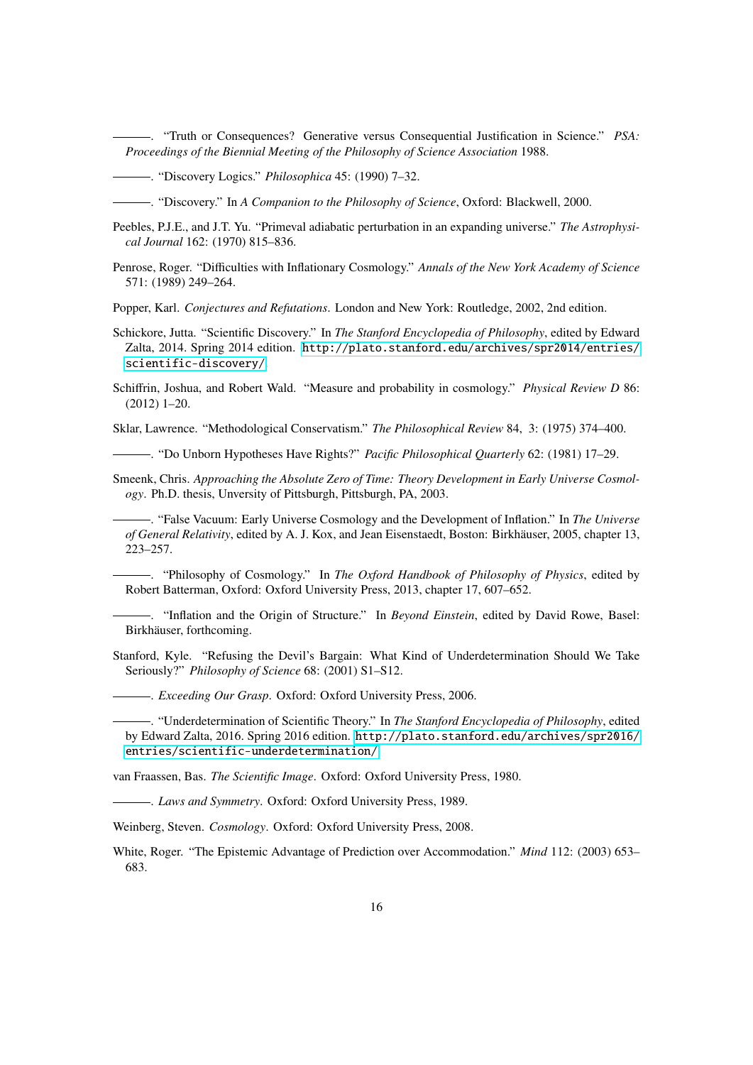———. “Truth or Consequences? Generative versus Consequential Justification in Science.” *PSA: Proceedings of the Biennial Meeting of the Philosophy of Science Association* 1988.

———. “Discovery Logics.” *Philosophica* 45: (1990) 7–32.

———. “Discovery.” In *A Companion to the Philosophy of Science*, Oxford: Blackwell, 2000.

Peebles, P.J.E., and J.T. Yu. “Primeval adiabatic perturbation in an expanding universe.” *The Astrophysical Journal* 162: (1970) 815–836.

Penrose, Roger. “Difficulties with Inflationary Cosmology.” *Annals of the New York Academy of Science* 571: (1989) 249–264.

Popper, Karl. *Conjectures and Refutations*. London and New York: Routledge, 2002, 2nd edition.

Schickore, Jutta. “Scientific Discovery.” In *The Stanford Encyclopedia of Philosophy*, edited by Edward Zalta, 2014. Spring 2014 edition. http://plato.stanford.edu/archives/spr2014/entries/scientific-discovery/.

Schiffrin, Joshua, and Robert Wald. “Measure and probability in cosmology.” *Physical Review D* 86: (2012) 1–20.

Sklar, Lawrence. “Methodological Conservatism.” *The Philosophical Review* 84, 3: (1975) 374–400.

———. “Do Unborn Hypotheses Have Rights?” *Pacific Philosophical Quarterly* 62: (1981) 17–29.

Smeenk, Chris. *Approaching the Absolute Zero of Time: Theory Development in Early Universe Cosmology*. Ph.D. thesis, Unversity of Pittsburgh, Pittsburgh, PA, 2003.

———. “False Vacuum: Early Universe Cosmology and the Development of Inflation.” In *The Universe of General Relativity*, edited by A. J. Kox, and Jean Eisenstaedt, Boston: Birkhäuser, 2005, chapter 13, 223–257.

———. “Philosophy of Cosmology.” In *The Oxford Handbook of Philosophy of Physics*, edited by Robert Batterman, Oxford: Oxford University Press, 2013, chapter 17, 607–652.

———. “Inflation and the Origin of Structure.” In *Beyond Einstein*, edited by David Rowe, Basel: Birkhäuser, forthcoming.

Stanford, Kyle. “Refusing the Devil’s Bargain: What Kind of Underdetermination Should We Take Seriously?” *Philosophy of Science* 68: (2001) S1–S12.

———. *Exceeding Our Grasp*. Oxford: Oxford University Press, 2006.

———. “Underdetermination of Scientific Theory.” In *The Stanford Encyclopedia of Philosophy*, edited by Edward Zalta, 2016. Spring 2016 edition. http://plato.stanford.edu/archives/spr2016/entries/scientific-underdetermination/.

van Fraassen, Bas. *The Scientific Image*. Oxford: Oxford University Press, 1980.

———. *Laws and Symmetry*. Oxford: Oxford University Press, 1989.

Weinberg, Steven. *Cosmology*. Oxford: Oxford University Press, 2008.

White, Roger. “The Epistemic Advantage of Prediction over Accommodation.” *Mind* 112: (2003) 653–683.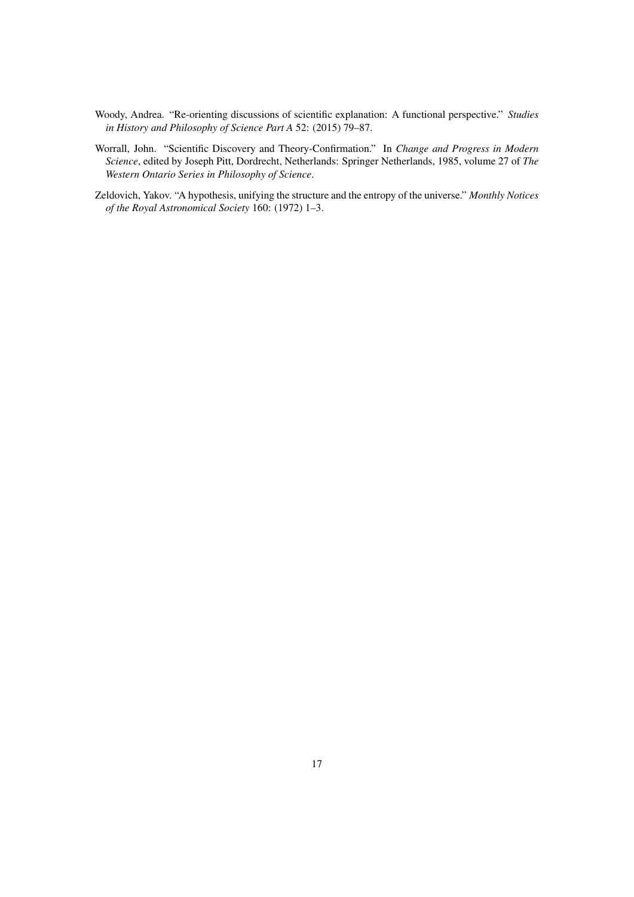Woody, Andrea. "Re-orienting discussions of scientific explanation: A functional perspective." *Studies in History and Philosophy of Science Part A* 52: (2015) 79–87.

Worrall, John. "Scientific Discovery and Theory-Confirmation." In *Change and Progress in Modern Science*, edited by Joseph Pitt, Dordrecht, Netherlands: Springer Netherlands, 1985, volume 27 of *The Western Ontario Series in Philosophy of Science*.

Zeldovich, Yakov. "A hypothesis, unifying the structure and the entropy of the universe." *Monthly Notices of the Royal Astronomical Society* 160: (1972) 1–3.